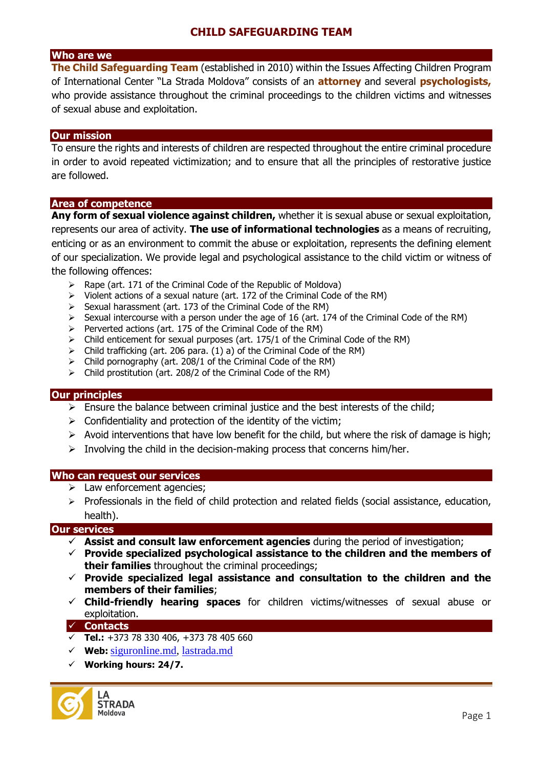# CHILD SAFEGUARDING TEAM

## Who are we

**The Child Safeguarding Team** (established in 2010) within the Issues Affecting Children Program of International Center "La Strada Moldova" consists of an **attorney** and several **psychologists,** who provide assistance throughout the criminal proceedings to the children victims and witnesses of sexual abuse and exploitation.

## Our mission

To ensure the rights and interests of children are respected throughout the entire criminal procedure in order to avoid repeated victimization; and to ensure that all the principles of restorative justice are followed.

## Area of competence

**Any form of sexual violence against children,** whether it is sexual abuse or sexual exploitation, represents our area of activity. **The use of informational technologies** as a means of recruiting, enticing or as an environment to commit the abuse or exploitation, represents the defining element of our specialization. We provide legal and psychological assistance to the child victim or witness of the following offences:

- Rape (art. 171 of the Criminal Code of the Republic of Moldova)
- Violent actions of a sexual nature (art. 172 of the Criminal Code of the RM)
- Sexual harassment (art. 173 of the Criminal Code of the RM)
- Sexual intercourse with a person under the age of 16 (art. 174 of the Criminal Code of the RM)
- Perverted actions (art. 175 of the Criminal Code of the RM)
- Child enticement for sexual purposes (art. 175/1 of the Criminal Code of the RM)
- Child trafficking (art. 206 para. (1) a) of the Criminal Code of the RM)
- Child pornography (art. 208/1 of the Criminal Code of the RM)
- Child prostitution (art. 208/2 of the Criminal Code of the RM)

## Our principles

- Ensure the balance between criminal justice and the best interests of the child;
- Confidentiality and protection of the identity of the victim;
- Avoid interventions that have low benefit for the child, but where the risk of damage is high;
- Involving the child in the decision-making process that concerns him/her.

## Who can request our services

- Law enforcement agencies;
- Professionals in the field of child protection and related fields (social assistance, education, health).

## Our services

- ✓ **Assist and consult law enforcement agencies** during the period of investigation;
- ✓ **Provide specialized psychological assistance to the children and the members of their families** throughout the criminal proceedings;
- ✓ **Provide specialized legal assistance and consultation to the children and the members of their families**;
- ✓ **Child-friendly hearing spaces** for children victims/witnesses of sexual abuse or exploitation.

## Contacts

- ✓ **Tel.:** +373 78 330 406, +373 78 405 660
- ✓ **Web:** siguronline.md, lastrada.md
- ✓ **Working hours: 24/7.**

LA STRADA Moldova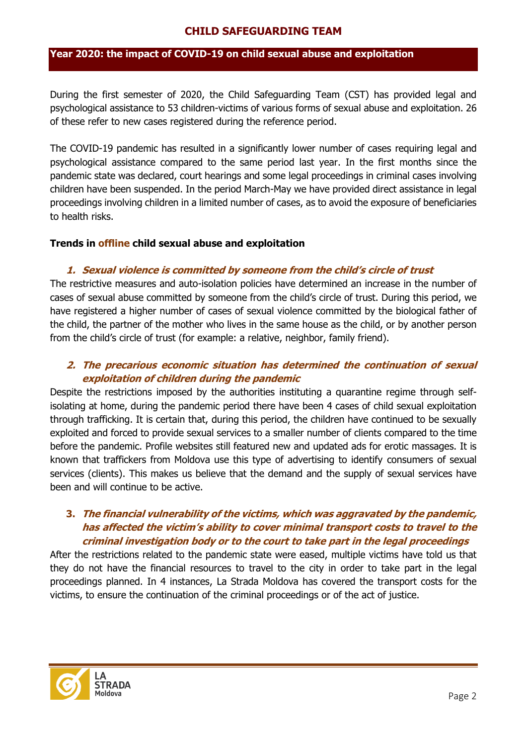## CHILD SAFEGUARDING TEAM

### Year 2020: the impact of COVID-19 on child sexual abuse and exploitation

During the first semester of 2020, the Child Safeguarding Team (CST) has provided legal and psychological assistance to 53 children-victims of various forms of sexual abuse and exploitation. 26 of these refer to new cases registered during the reference period.

The COVID-19 pandemic has resulted in a significantly lower number of cases requiring legal and psychological assistance compared to the same period last year. In the first months since the pandemic state was declared, court hearings and some legal proceedings in criminal cases involving children have been suspended. In the period March-May we have provided direct assistance in legal proceedings involving children in a limited number of cases, as to avoid the exposure of beneficiaries to health risks.

**Trends in offline child sexual abuse and exploitation**

1. ***Sexual violence is committed by someone from the child's circle of trust***

The restrictive measures and auto-isolation policies have determined an increase in the number of cases of sexual abuse committed by someone from the child's circle of trust. During this period, we have registered a higher number of cases of sexual violence committed by the biological father of the child, the partner of the mother who lives in the same house as the child, or by another person from the child's circle of trust (for example: a relative, neighbor, family friend).

2. ***The precarious economic situation has determined the continuation of sexual exploitation of children during the pandemic***

Despite the restrictions imposed by the authorities instituting a quarantine regime through self-isolating at home, during the pandemic period there have been 4 cases of child sexual exploitation through trafficking. It is certain that, during this period, the children have continued to be sexually exploited and forced to provide sexual services to a smaller number of clients compared to the time before the pandemic. Profile websites still featured new and updated ads for erotic massages. It is known that traffickers from Moldova use this type of advertising to identify consumers of sexual services (clients). This makes us believe that the demand and the supply of sexual services have been and will continue to be active.

3. ***The financial vulnerability of the victims, which was aggravated by the pandemic, has affected the victim's ability to cover minimal transport costs to travel to the criminal investigation body or to the court to take part in the legal proceedings***

After the restrictions related to the pandemic state were eased, multiple victims have told us that they do not have the financial resources to travel to the city in order to take part in the legal proceedings planned. In 4 instances, La Strada Moldova has covered the transport costs for the victims, to ensure the continuation of the criminal proceedings or of the act of justice.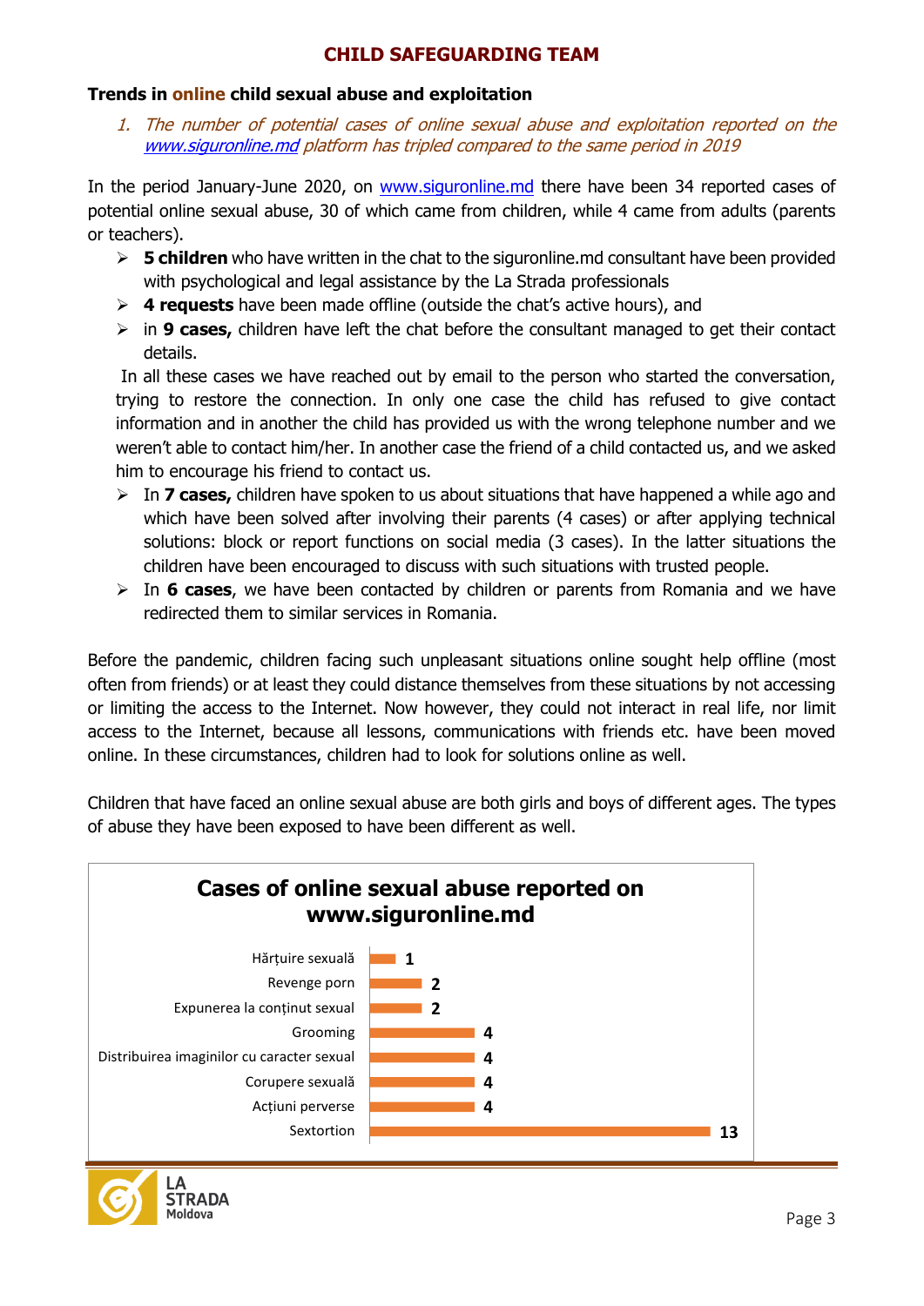**CHILD SAFEGUARDING TEAM**

## Trends in online child sexual abuse and exploitation

1. *The number of potential cases of online sexual abuse and exploitation reported on the www.siguronline.md platform has tripled compared to the same period in 2019*

In the period January-June 2020, on www.siguronline.md there have been 34 reported cases of potential online sexual abuse, 30 of which came from children, while 4 came from adults (parents or teachers).

- **5 children** who have written in the chat to the siguronline.md consultant have been provided with psychological and legal assistance by the La Strada professionals
- **4 requests** have been made offline (outside the chat's active hours), and
- in **9 cases,** children have left the chat before the consultant managed to get their contact details.

In all these cases we have reached out by email to the person who started the conversation, trying to restore the connection. In only one case the child has refused to give contact information and in another the child has provided us with the wrong telephone number and we weren't able to contact him/her. In another case the friend of a child contacted us, and we asked him to encourage his friend to contact us.

- In **7 cases,** children have spoken to us about situations that have happened a while ago and which have been solved after involving their parents (4 cases) or after applying technical solutions: block or report functions on social media (3 cases). In the latter situations the children have been encouraged to discuss with such situations with trusted people.
- In **6 cases**, we have been contacted by children or parents from Romania and we have redirected them to similar services in Romania.

Before the pandemic, children facing such unpleasant situations online sought help offline (most often from friends) or at least they could distance themselves from these situations by not accessing or limiting the access to the Internet. Now however, they could not interact in real life, nor limit access to the Internet, because all lessons, communications with friends etc. have been moved online. In these circumstances, children had to look for solutions online as well.

Children that have faced an online sexual abuse are both girls and boys of different ages. The types of abuse they have been exposed to have been different as well.

**Cases of online sexual abuse reported on www.siguronline.md**

| Type | Cases |
|---|---|
| Hărțuire sexuală | 1 |
| Revenge porn | 2 |
| Expunerea la conținut sexual | 2 |
| Grooming | 4 |
| Distribuirea imaginilor cu caracter sexual | 4 |
| Corupere sexuală | 4 |
| Acțiuni perverse | 4 |
| Sextortion | 13 |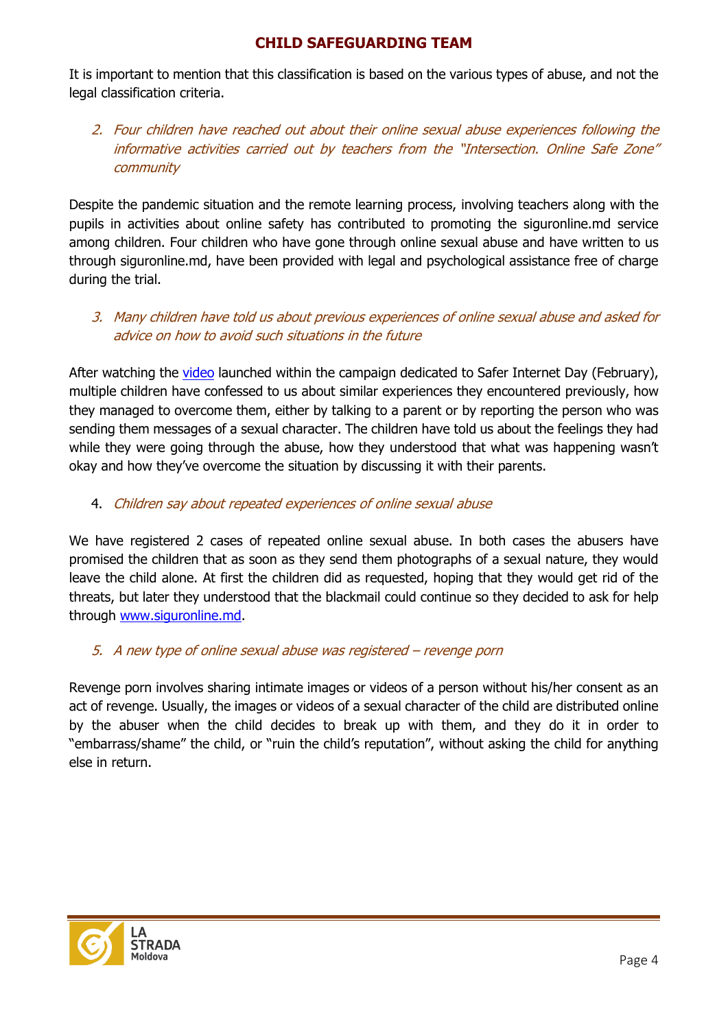It is important to mention that this classification is based on the various types of abuse, and not the legal classification criteria.

2. *Four children have reached out about their online sexual abuse experiences following the informative activities carried out by teachers from the "Intersection. Online Safe Zone" community*

Despite the pandemic situation and the remote learning process, involving teachers along with the pupils in activities about online safety has contributed to promoting the siguronline.md service among children. Four children who have gone through online sexual abuse and have written to us through siguronline.md, have been provided with legal and psychological assistance free of charge during the trial.

3. *Many children have told us about previous experiences of online sexual abuse and asked for advice on how to avoid such situations in the future*

After watching the video launched within the campaign dedicated to Safer Internet Day (February), multiple children have confessed to us about similar experiences they encountered previously, how they managed to overcome them, either by talking to a parent or by reporting the person who was sending them messages of a sexual character. The children have told us about the feelings they had while they were going through the abuse, how they understood that what was happening wasn't okay and how they've overcome the situation by discussing it with their parents.

4. *Children say about repeated experiences of online sexual abuse*

We have registered 2 cases of repeated online sexual abuse. In both cases the abusers have promised the children that as soon as they send them photographs of a sexual nature, they would leave the child alone. At first the children did as requested, hoping that they would get rid of the threats, but later they understood that the blackmail could continue so they decided to ask for help through www.siguronline.md.

5. *A new type of online sexual abuse was registered – revenge porn*

Revenge porn involves sharing intimate images or videos of a person without his/her consent as an act of revenge. Usually, the images or videos of a sexual character of the child are distributed online by the abuser when the child decides to break up with them, and they do it in order to "embarrass/shame" the child, or "ruin the child's reputation", without asking the child for anything else in return.